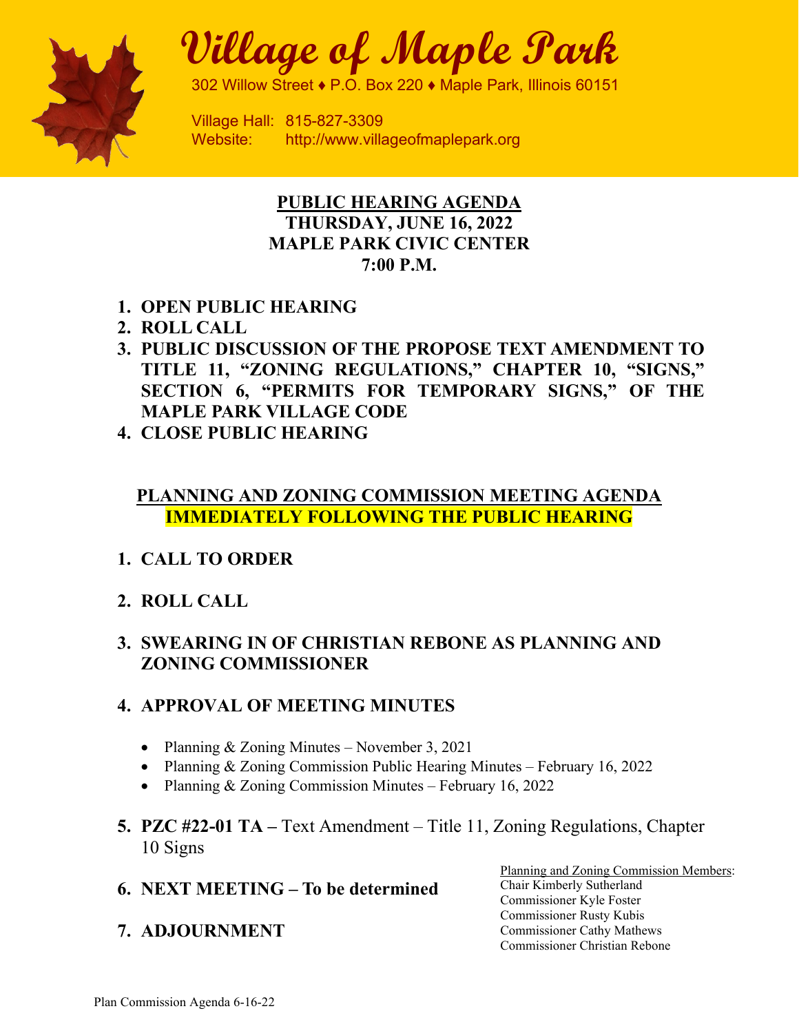# Village of Maple Park

302 Willow Street ♦ P.O. Box 220 ♦ Maple Park, Illinois 60151

Village Hall: 815-827-3309
Website: http://www.villageofmaplepark.org

**PUBLIC HEARING AGENDA**
**THURSDAY, JUNE 16, 2022**
**MAPLE PARK CIVIC CENTER**
**7:00 P.M.**

1. **OPEN PUBLIC HEARING**
2. **ROLL CALL**
3. **PUBLIC DISCUSSION OF THE PROPOSE TEXT AMENDMENT TO TITLE 11, "ZONING REGULATIONS," CHAPTER 10, "SIGNS," SECTION 6, "PERMITS FOR TEMPORARY SIGNS," OF THE MAPLE PARK VILLAGE CODE**
4. **CLOSE PUBLIC HEARING**

**PLANNING AND ZONING COMMISSION MEETING AGENDA**
**IMMEDIATELY FOLLOWING THE PUBLIC HEARING**

1. **CALL TO ORDER**
2. **ROLL CALL**
3. **SWEARING IN OF CHRISTIAN REBONE AS PLANNING AND ZONING COMMISSIONER**
4. **APPROVAL OF MEETING MINUTES**
   - Planning & Zoning Minutes – November 3, 2021
   - Planning & Zoning Commission Public Hearing Minutes – February 16, 2022
   - Planning & Zoning Commission Minutes – February 16, 2022
5. **PZC #22-01 TA –** Text Amendment – Title 11, Zoning Regulations, Chapter 10 Signs
6. **NEXT MEETING – To be determined**
7. **ADJOURNMENT**

Planning and Zoning Commission Members:
Chair Kimberly Sutherland
Commissioner Kyle Foster
Commissioner Rusty Kubis
Commissioner Cathy Mathews
Commissioner Christian Rebone

Plan Commission Agenda 6-16-22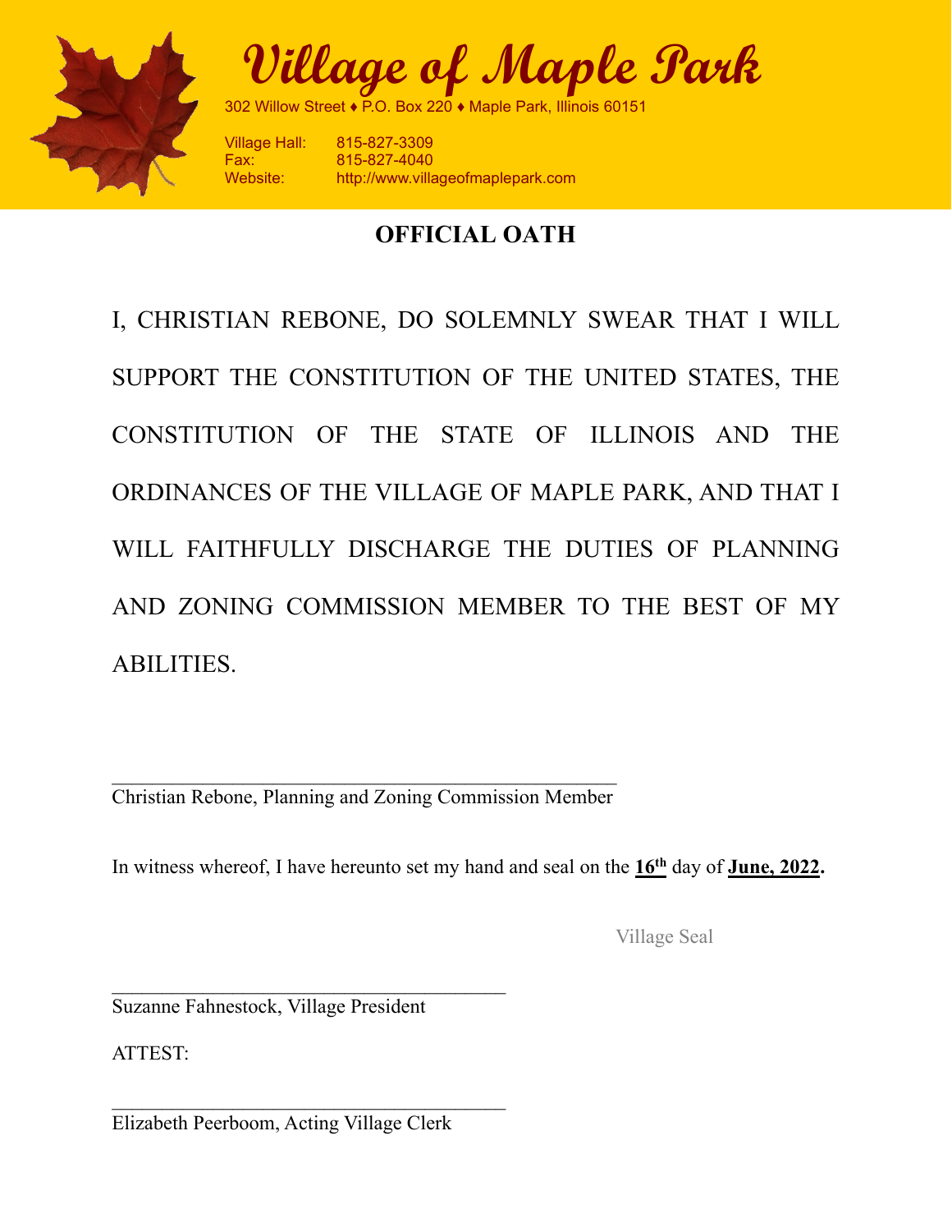# Village of Maple Park

302 Willow Street ♦ P.O. Box 220 ♦ Maple Park, Illinois 60151

Village Hall: 815-827-3309
Fax: 815-827-4040
Website: http://www.villageofmaplepark.com

## OFFICIAL OATH

I, CHRISTIAN REBONE, DO SOLEMNLY SWEAR THAT I WILL SUPPORT THE CONSTITUTION OF THE UNITED STATES, THE CONSTITUTION OF THE STATE OF ILLINOIS AND THE ORDINANCES OF THE VILLAGE OF MAPLE PARK, AND THAT I WILL FAITHFULLY DISCHARGE THE DUTIES OF PLANNING AND ZONING COMMISSION MEMBER TO THE BEST OF MY ABILITIES.

\_\_\_\_\_\_\_\_\_\_\_\_\_\_\_\_\_\_\_\_\_\_\_\_\_\_\_\_\_\_\_\_\_\_\_\_\_\_\_\_\_\_\_\_\_\_\_\_
Christian Rebone, Planning and Zoning Commission Member

In witness whereof, I have hereunto set my hand and seal on the **16th** day of **June, 2022.**

Village Seal

\_\_\_\_\_\_\_\_\_\_\_\_\_\_\_\_\_\_\_\_\_\_\_\_\_\_\_\_\_\_\_\_\_\_\_\_\_\_\_\_
Suzanne Fahnestock, Village President

ATTEST:

\_\_\_\_\_\_\_\_\_\_\_\_\_\_\_\_\_\_\_\_\_\_\_\_\_\_\_\_\_\_\_\_\_\_\_\_\_\_\_\_
Elizabeth Peerboom, Acting Village Clerk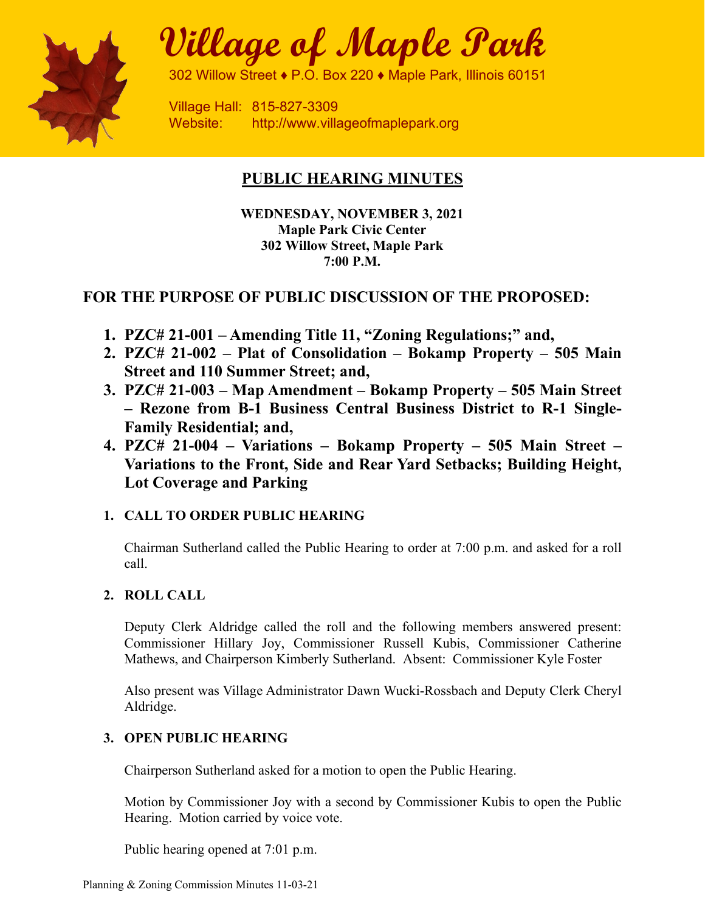# Village of Maple Park

302 Willow Street ♦ P.O. Box 220 ♦ Maple Park, Illinois 60151

Village Hall: 815-827-3309
Website: http://www.villageofmaplepark.org

## PUBLIC HEARING MINUTES

**WEDNESDAY, NOVEMBER 3, 2021**
**Maple Park Civic Center**
**302 Willow Street, Maple Park**
**7:00 P.M.**

## FOR THE PURPOSE OF PUBLIC DISCUSSION OF THE PROPOSED:

1. **PZC# 21-001 – Amending Title 11, "Zoning Regulations;" and,**
2. **PZC# 21-002 – Plat of Consolidation – Bokamp Property – 505 Main Street and 110 Summer Street; and,**
3. **PZC# 21-003 – Map Amendment – Bokamp Property – 505 Main Street – Rezone from B-1 Business Central Business District to R-1 Single-Family Residential; and,**
4. **PZC# 21-004 – Variations – Bokamp Property – 505 Main Street – Variations to the Front, Side and Rear Yard Setbacks; Building Height, Lot Coverage and Parking**

### 1. CALL TO ORDER PUBLIC HEARING

Chairman Sutherland called the Public Hearing to order at 7:00 p.m. and asked for a roll call.

### 2. ROLL CALL

Deputy Clerk Aldridge called the roll and the following members answered present: Commissioner Hillary Joy, Commissioner Russell Kubis, Commissioner Catherine Mathews, and Chairperson Kimberly Sutherland. Absent: Commissioner Kyle Foster

Also present was Village Administrator Dawn Wucki-Rossbach and Deputy Clerk Cheryl Aldridge.

### 3. OPEN PUBLIC HEARING

Chairperson Sutherland asked for a motion to open the Public Hearing.

Motion by Commissioner Joy with a second by Commissioner Kubis to open the Public Hearing. Motion carried by voice vote.

Public hearing opened at 7:01 p.m.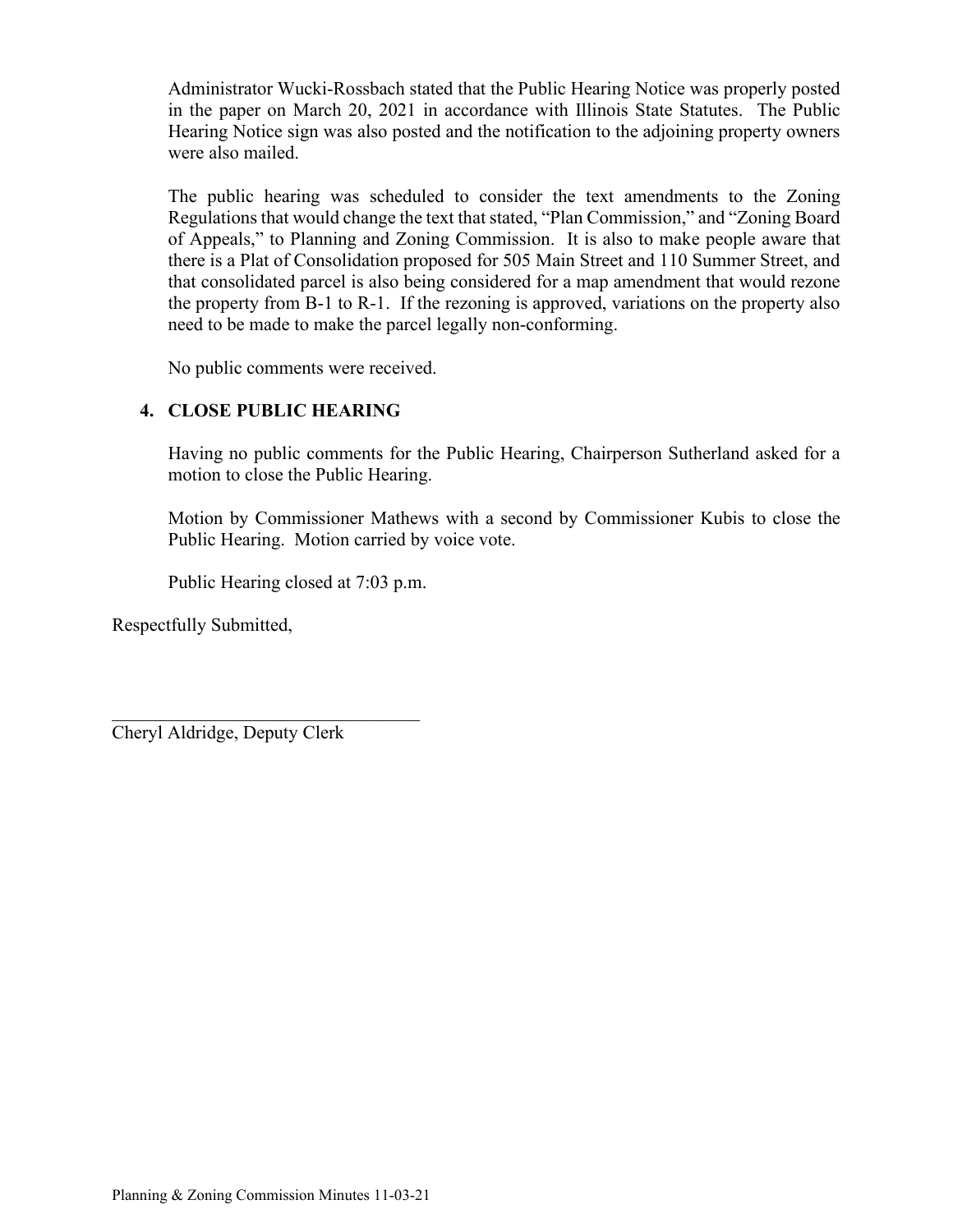Administrator Wucki-Rossbach stated that the Public Hearing Notice was properly posted in the paper on March 20, 2021 in accordance with Illinois State Statutes. The Public Hearing Notice sign was also posted and the notification to the adjoining property owners were also mailed.

The public hearing was scheduled to consider the text amendments to the Zoning Regulations that would change the text that stated, "Plan Commission," and "Zoning Board of Appeals," to Planning and Zoning Commission. It is also to make people aware that there is a Plat of Consolidation proposed for 505 Main Street and 110 Summer Street, and that consolidated parcel is also being considered for a map amendment that would rezone the property from B-1 to R-1. If the rezoning is approved, variations on the property also need to be made to make the parcel legally non-conforming.

No public comments were received.

### 4. CLOSE PUBLIC HEARING

Having no public comments for the Public Hearing, Chairperson Sutherland asked for a motion to close the Public Hearing.

Motion by Commissioner Mathews with a second by Commissioner Kubis to close the Public Hearing. Motion carried by voice vote.

Public Hearing closed at 7:03 p.m.

Respectfully Submitted,

\_\_\_\_\_\_\_\_\_\_\_\_\_\_\_\_\_\_\_\_\_\_\_\_\_\_\_\_\_\_\_\_\_\_\_

Cheryl Aldridge, Deputy Clerk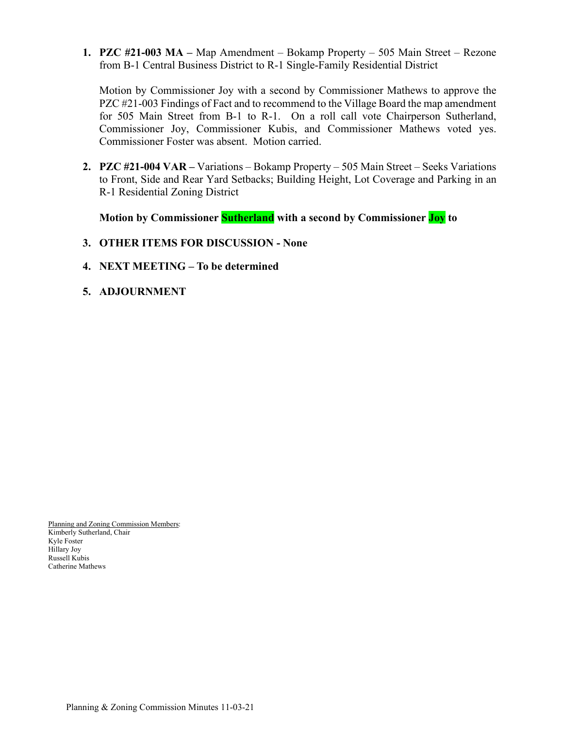1. **PZC #21-003 MA –** Map Amendment – Bokamp Property – 505 Main Street – Rezone from B-1 Central Business District to R-1 Single-Family Residential District

   Motion by Commissioner Joy with a second by Commissioner Mathews to approve the PZC #21-003 Findings of Fact and to recommend to the Village Board the map amendment for 505 Main Street from B-1 to R-1. On a roll call vote Chairperson Sutherland, Commissioner Joy, Commissioner Kubis, and Commissioner Mathews voted yes. Commissioner Foster was absent. Motion carried.

2. **PZC #21-004 VAR –** Variations – Bokamp Property – 505 Main Street – Seeks Variations to Front, Side and Rear Yard Setbacks; Building Height, Lot Coverage and Parking in an R-1 Residential Zoning District

   **Motion by Commissioner Sutherland with a second by Commissioner Joy to**

3. **OTHER ITEMS FOR DISCUSSION - None**

4. **NEXT MEETING – To be determined**

5. **ADJOURNMENT**

Planning and Zoning Commission Members:
Kimberly Sutherland, Chair
Kyle Foster
Hillary Joy
Russell Kubis
Catherine Mathews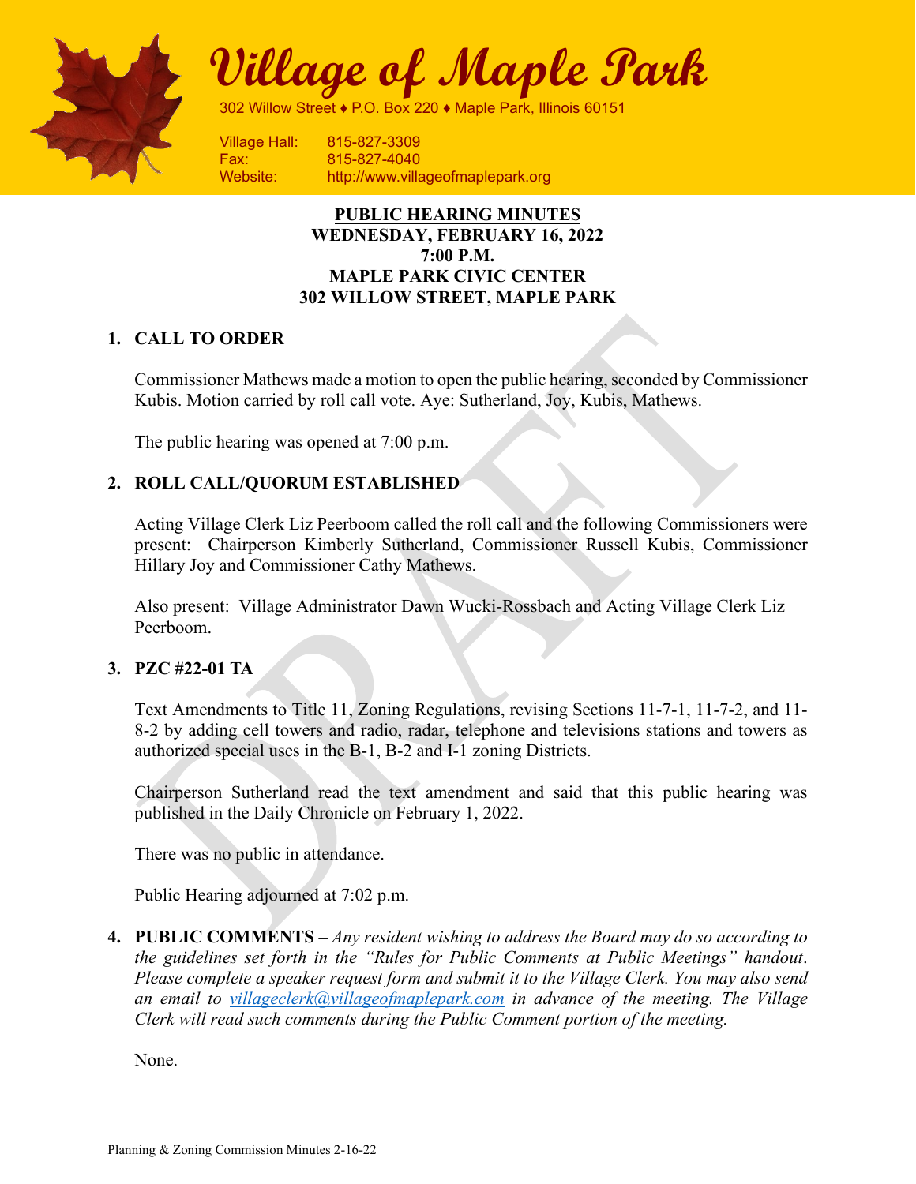# Village of Maple Park

302 Willow Street ♦ P.O. Box 220 ♦ Maple Park, Illinois 60151

Village Hall: 815-827-3309
Fax: 815-827-4040
Website: http://www.villageofmaplepark.org

**PUBLIC HEARING MINUTES**
**WEDNESDAY, FEBRUARY 16, 2022**
**7:00 P.M.**
**MAPLE PARK CIVIC CENTER**
**302 WILLOW STREET, MAPLE PARK**

1. **CALL TO ORDER**

   Commissioner Mathews made a motion to open the public hearing, seconded by Commissioner Kubis. Motion carried by roll call vote. Aye: Sutherland, Joy, Kubis, Mathews.

   The public hearing was opened at 7:00 p.m.

2. **ROLL CALL/QUORUM ESTABLISHED**

   Acting Village Clerk Liz Peerboom called the roll call and the following Commissioners were present: Chairperson Kimberly Sutherland, Commissioner Russell Kubis, Commissioner Hillary Joy and Commissioner Cathy Mathews.

   Also present: Village Administrator Dawn Wucki-Rossbach and Acting Village Clerk Liz Peerboom.

3. **PZC #22-01 TA**

   Text Amendments to Title 11, Zoning Regulations, revising Sections 11-7-1, 11-7-2, and 11-8-2 by adding cell towers and radio, radar, telephone and televisions stations and towers as authorized special uses in the B-1, B-2 and I-1 zoning Districts.

   Chairperson Sutherland read the text amendment and said that this public hearing was published in the Daily Chronicle on February 1, 2022.

   There was no public in attendance.

   Public Hearing adjourned at 7:02 p.m.

4. **PUBLIC COMMENTS –** *Any resident wishing to address the Board may do so according to the guidelines set forth in the "Rules for Public Comments at Public Meetings" handout. Please complete a speaker request form and submit it to the Village Clerk. You may also send an email to villageclerk@villageofmaplepark.com in advance of the meeting. The Village Clerk will read such comments during the Public Comment portion of the meeting.*

   None.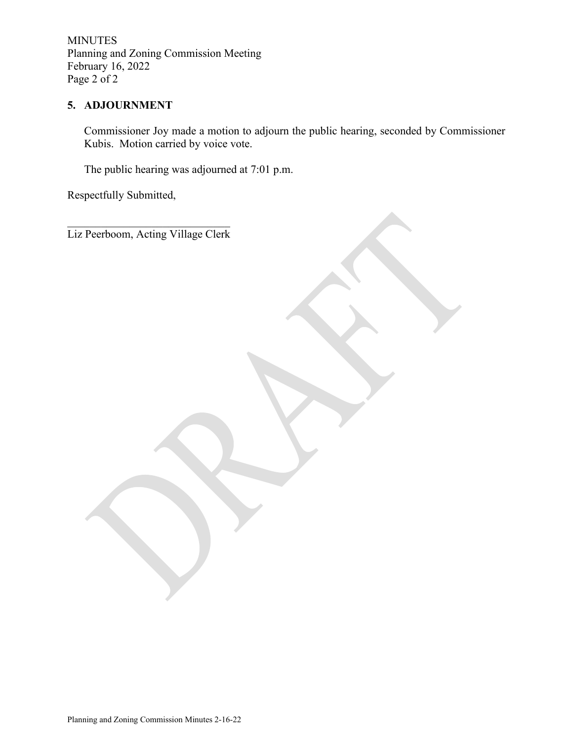## 5. ADJOURNMENT

Commissioner Joy made a motion to adjourn the public hearing, seconded by Commissioner Kubis. Motion carried by voice vote.

The public hearing was adjourned at 7:01 p.m.

Respectfully Submitted,

\_\_\_\_\_\_\_\_\_\_\_\_\_\_\_\_\_\_\_\_\_\_\_\_\_\_\_\_\_\_

Liz Peerboom, Acting Village Clerk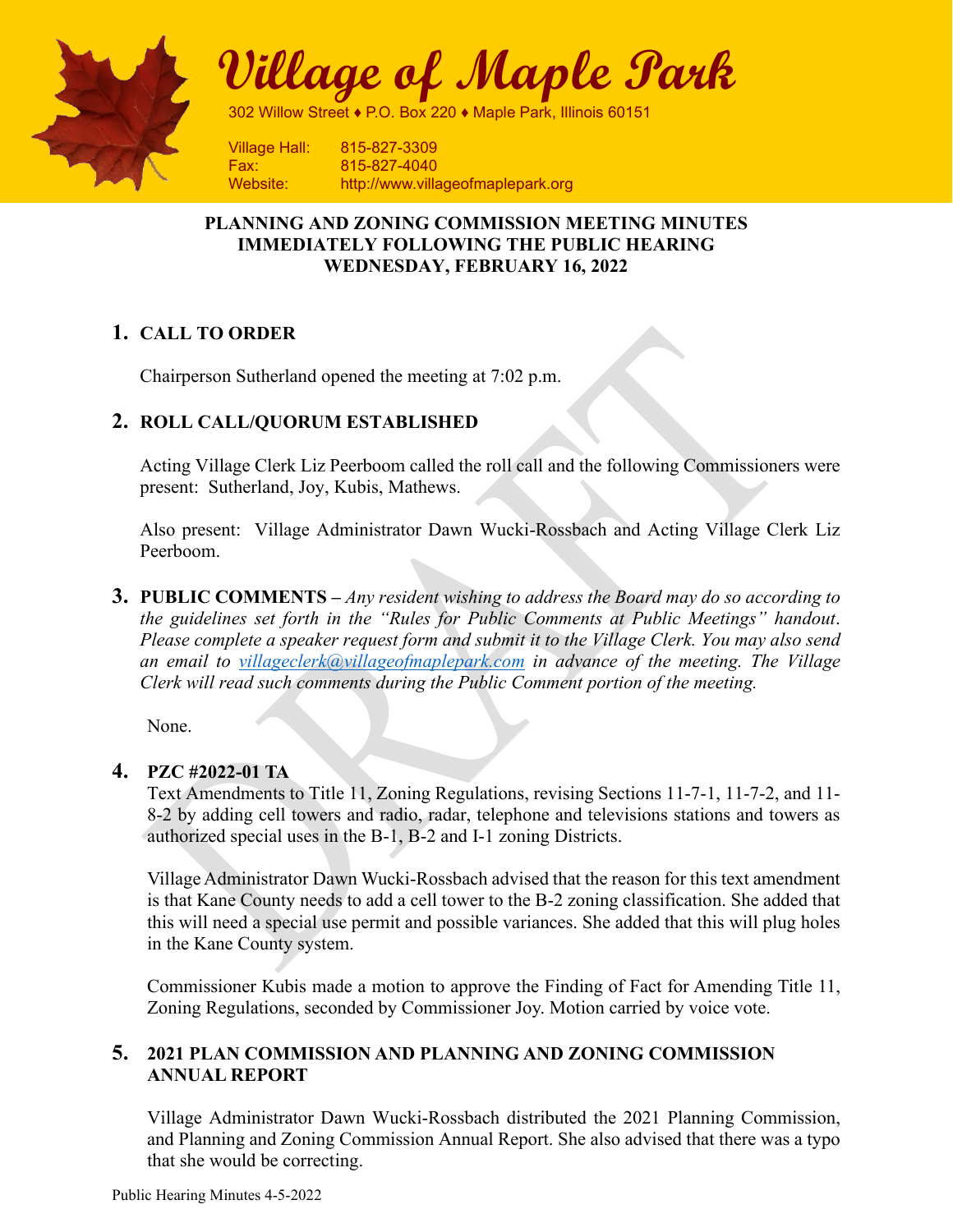# Village of Maple Park

302 Willow Street ♦ P.O. Box 220 ♦ Maple Park, Illinois 60151

Village Hall: 815-827-3309
Fax: 815-827-4040
Website: http://www.villageofmaplepark.org

**PLANNING AND ZONING COMMISSION MEETING MINUTES**
**IMMEDIATELY FOLLOWING THE PUBLIC HEARING**
**WEDNESDAY, FEBRUARY 16, 2022**

## 1. CALL TO ORDER

Chairperson Sutherland opened the meeting at 7:02 p.m.

## 2. ROLL CALL/QUORUM ESTABLISHED

Acting Village Clerk Liz Peerboom called the roll call and the following Commissioners were present: Sutherland, Joy, Kubis, Mathews.

Also present: Village Administrator Dawn Wucki-Rossbach and Acting Village Clerk Liz Peerboom.

## 3. PUBLIC COMMENTS – *Any resident wishing to address the Board may do so according to the guidelines set forth in the "Rules for Public Comments at Public Meetings" handout. Please complete a speaker request form and submit it to the Village Clerk. You may also send an email to villageclerk@villageofmaplepark.com in advance of the meeting. The Village Clerk will read such comments during the Public Comment portion of the meeting.*

None.

## 4. PZC #2022-01 TA

Text Amendments to Title 11, Zoning Regulations, revising Sections 11-7-1, 11-7-2, and 11-8-2 by adding cell towers and radio, radar, telephone and televisions stations and towers as authorized special uses in the B-1, B-2 and I-1 zoning Districts.

Village Administrator Dawn Wucki-Rossbach advised that the reason for this text amendment is that Kane County needs to add a cell tower to the B-2 zoning classification. She added that this will need a special use permit and possible variances. She added that this will plug holes in the Kane County system.

Commissioner Kubis made a motion to approve the Finding of Fact for Amending Title 11, Zoning Regulations, seconded by Commissioner Joy. Motion carried by voice vote.

## 5. 2021 PLAN COMMISSION AND PLANNING AND ZONING COMMISSION ANNUAL REPORT

Village Administrator Dawn Wucki-Rossbach distributed the 2021 Planning Commission, and Planning and Zoning Commission Annual Report. She also advised that there was a typo that she would be correcting.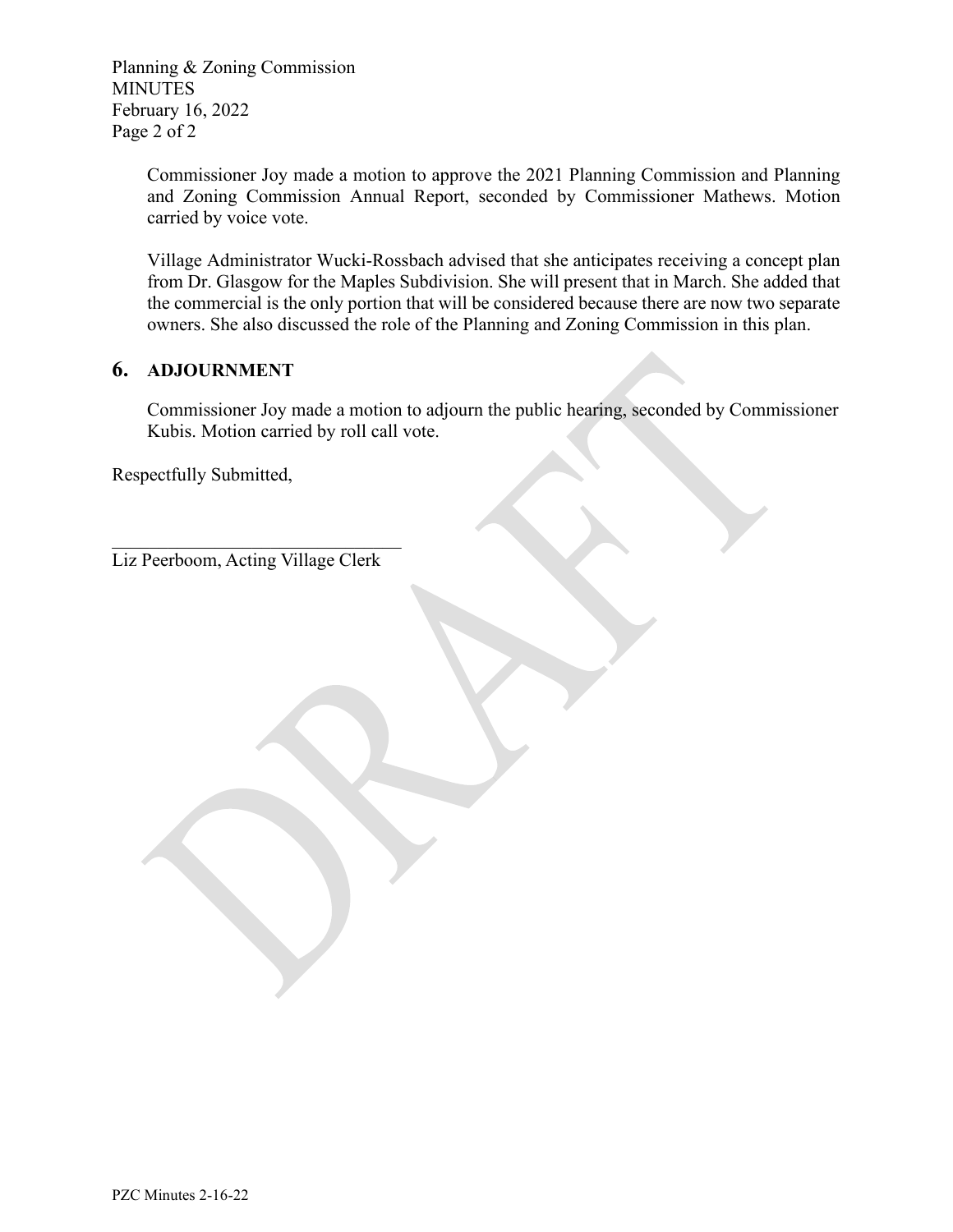Commissioner Joy made a motion to approve the 2021 Planning Commission and Planning and Zoning Commission Annual Report, seconded by Commissioner Mathews. Motion carried by voice vote.

Village Administrator Wucki-Rossbach advised that she anticipates receiving a concept plan from Dr. Glasgow for the Maples Subdivision. She will present that in March. She added that the commercial is the only portion that will be considered because there are now two separate owners. She also discussed the role of the Planning and Zoning Commission in this plan.

## 6. ADJOURNMENT

Commissioner Joy made a motion to adjourn the public hearing, seconded by Commissioner Kubis. Motion carried by roll call vote.

Respectfully Submitted,

\_\_\_\_\_\_\_\_\_\_\_\_\_\_\_\_\_\_\_\_\_\_\_\_\_\_\_\_\_\_\_\_

Liz Peerboom, Acting Village Clerk

DRAFT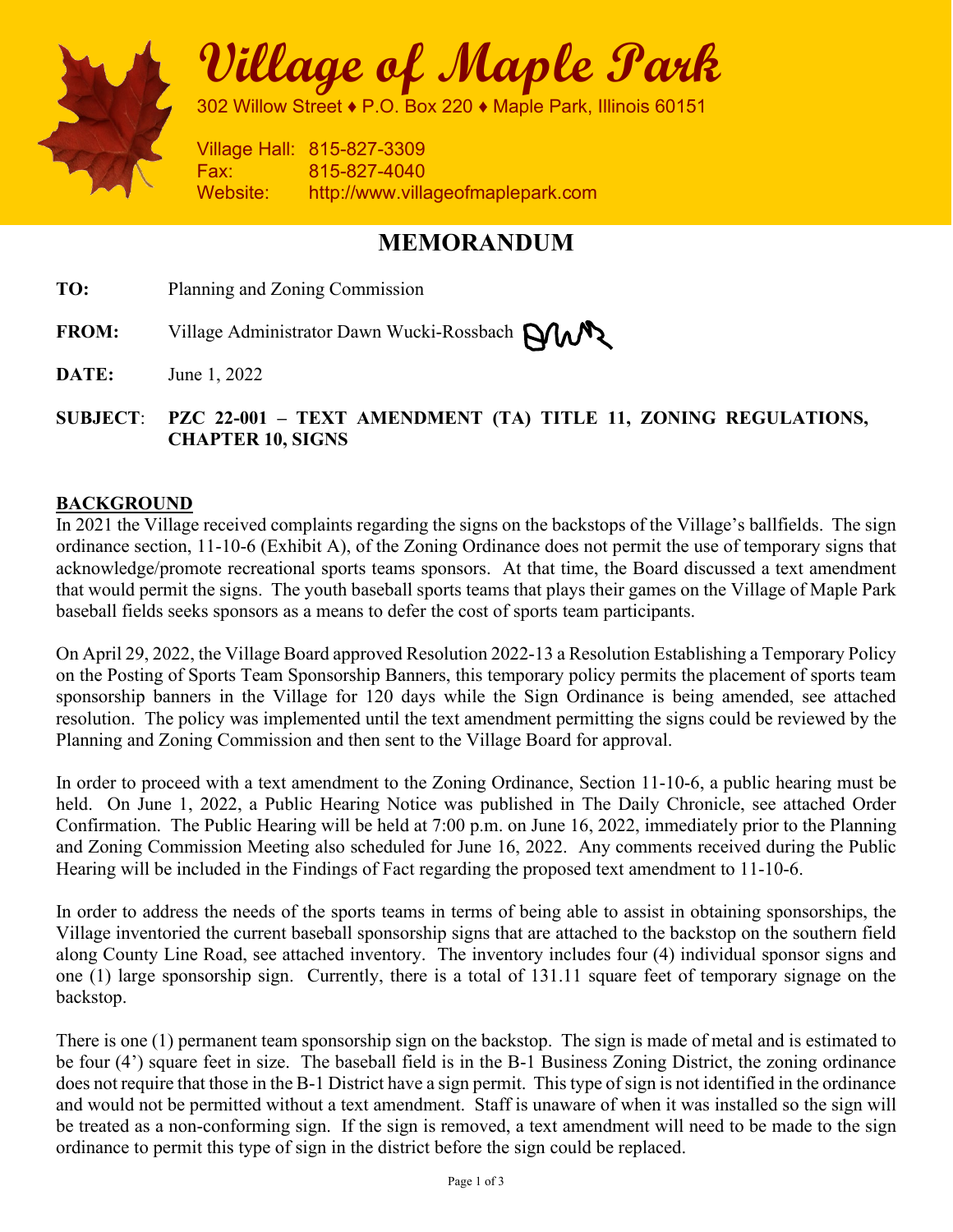# Village of Maple Park

302 Willow Street ♦ P.O. Box 220 ♦ Maple Park, Illinois 60151

Village Hall: 815-827-3309
Fax: 815-827-4040
Website: http://www.villageofmaplepark.com

## MEMORANDUM

**TO:** Planning and Zoning Commission

**FROM:** Village Administrator Dawn Wucki-Rossbach

**DATE:** June 1, 2022

**SUBJECT**: **PZC 22-001 – TEXT AMENDMENT (TA) TITLE 11, ZONING REGULATIONS, CHAPTER 10, SIGNS**

### BACKGROUND

In 2021 the Village received complaints regarding the signs on the backstops of the Village's ballfields. The sign ordinance section, 11-10-6 (Exhibit A), of the Zoning Ordinance does not permit the use of temporary signs that acknowledge/promote recreational sports teams sponsors. At that time, the Board discussed a text amendment that would permit the signs. The youth baseball sports teams that plays their games on the Village of Maple Park baseball fields seeks sponsors as a means to defer the cost of sports team participants.

On April 29, 2022, the Village Board approved Resolution 2022-13 a Resolution Establishing a Temporary Policy on the Posting of Sports Team Sponsorship Banners, this temporary policy permits the placement of sports team sponsorship banners in the Village for 120 days while the Sign Ordinance is being amended, see attached resolution. The policy was implemented until the text amendment permitting the signs could be reviewed by the Planning and Zoning Commission and then sent to the Village Board for approval.

In order to proceed with a text amendment to the Zoning Ordinance, Section 11-10-6, a public hearing must be held. On June 1, 2022, a Public Hearing Notice was published in The Daily Chronicle, see attached Order Confirmation. The Public Hearing will be held at 7:00 p.m. on June 16, 2022, immediately prior to the Planning and Zoning Commission Meeting also scheduled for June 16, 2022. Any comments received during the Public Hearing will be included in the Findings of Fact regarding the proposed text amendment to 11-10-6.

In order to address the needs of the sports teams in terms of being able to assist in obtaining sponsorships, the Village inventoried the current baseball sponsorship signs that are attached to the backstop on the southern field along County Line Road, see attached inventory. The inventory includes four (4) individual sponsor signs and one (1) large sponsorship sign. Currently, there is a total of 131.11 square feet of temporary signage on the backstop.

There is one (1) permanent team sponsorship sign on the backstop. The sign is made of metal and is estimated to be four (4') square feet in size. The baseball field is in the B-1 Business Zoning District, the zoning ordinance does not require that those in the B-1 District have a sign permit. This type of sign is not identified in the ordinance and would not be permitted without a text amendment. Staff is unaware of when it was installed so the sign will be treated as a non-conforming sign. If the sign is removed, a text amendment will need to be made to the sign ordinance to permit this type of sign in the district before the sign could be replaced.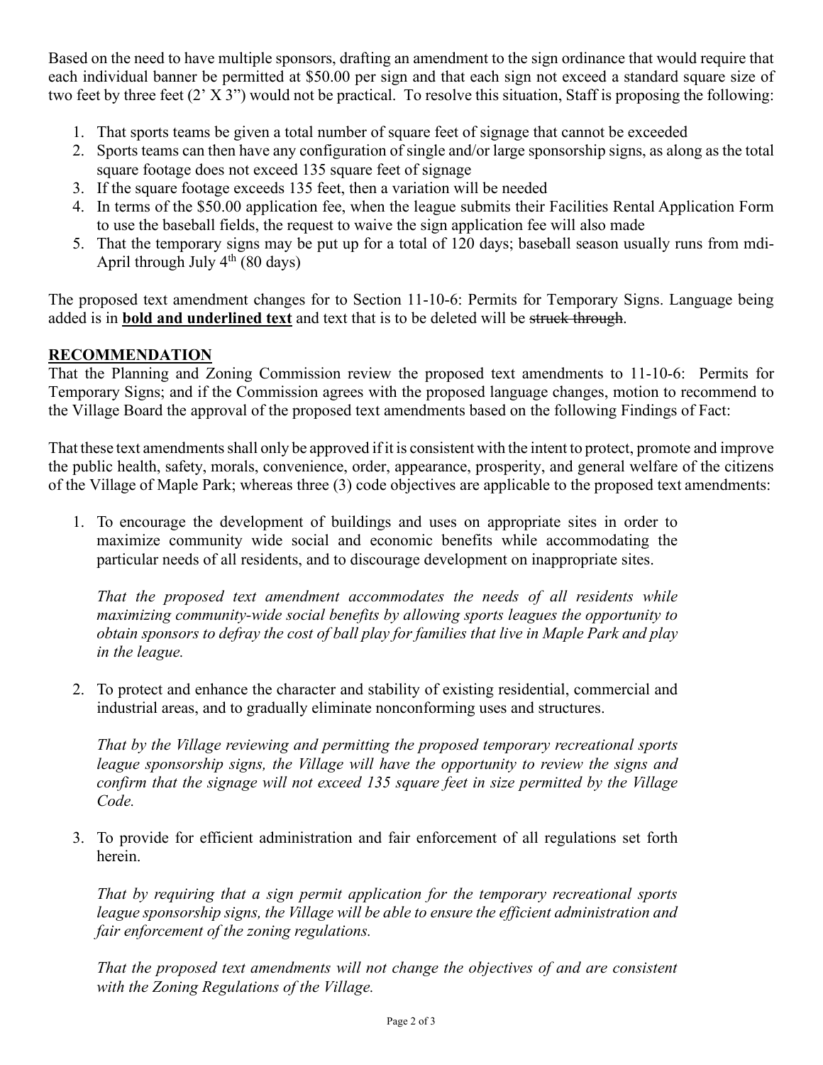Based on the need to have multiple sponsors, drafting an amendment to the sign ordinance that would require that each individual banner be permitted at $50.00 per sign and that each sign not exceed a standard square size of two feet by three feet (2' X 3") would not be practical. To resolve this situation, Staff is proposing the following:

1. That sports teams be given a total number of square feet of signage that cannot be exceeded
2. Sports teams can then have any configuration of single and/or large sponsorship signs, as along as the total square footage does not exceed 135 square feet of signage
3. If the square footage exceeds 135 feet, then a variation will be needed
4. In terms of the $50.00 application fee, when the league submits their Facilities Rental Application Form to use the baseball fields, the request to waive the sign application fee will also made
5. That the temporary signs may be put up for a total of 120 days; baseball season usually runs from mdi-April through July 4th (80 days)

The proposed text amendment changes for to Section 11-10-6: Permits for Temporary Signs. Language being added is in **<u>bold and underlined text</u>** and text that is to be deleted will be ~~struck through~~.

## RECOMMENDATION

That the Planning and Zoning Commission review the proposed text amendments to 11-10-6: Permits for Temporary Signs; and if the Commission agrees with the proposed language changes, motion to recommend to the Village Board the approval of the proposed text amendments based on the following Findings of Fact:

That these text amendments shall only be approved if it is consistent with the intent to protect, promote and improve the public health, safety, morals, convenience, order, appearance, prosperity, and general welfare of the citizens of the Village of Maple Park; whereas three (3) code objectives are applicable to the proposed text amendments:

1. To encourage the development of buildings and uses on appropriate sites in order to maximize community wide social and economic benefits while accommodating the particular needs of all residents, and to discourage development on inappropriate sites.

   *That the proposed text amendment accommodates the needs of all residents while maximizing community-wide social benefits by allowing sports leagues the opportunity to obtain sponsors to defray the cost of ball play for families that live in Maple Park and play in the league.*

2. To protect and enhance the character and stability of existing residential, commercial and industrial areas, and to gradually eliminate nonconforming uses and structures.

   *That by the Village reviewing and permitting the proposed temporary recreational sports league sponsorship signs, the Village will have the opportunity to review the signs and confirm that the signage will not exceed 135 square feet in size permitted by the Village Code.*

3. To provide for efficient administration and fair enforcement of all regulations set forth herein.

   *That by requiring that a sign permit application for the temporary recreational sports league sponsorship signs, the Village will be able to ensure the efficient administration and fair enforcement of the zoning regulations.*

   *That the proposed text amendments will not change the objectives of and are consistent with the Zoning Regulations of the Village.*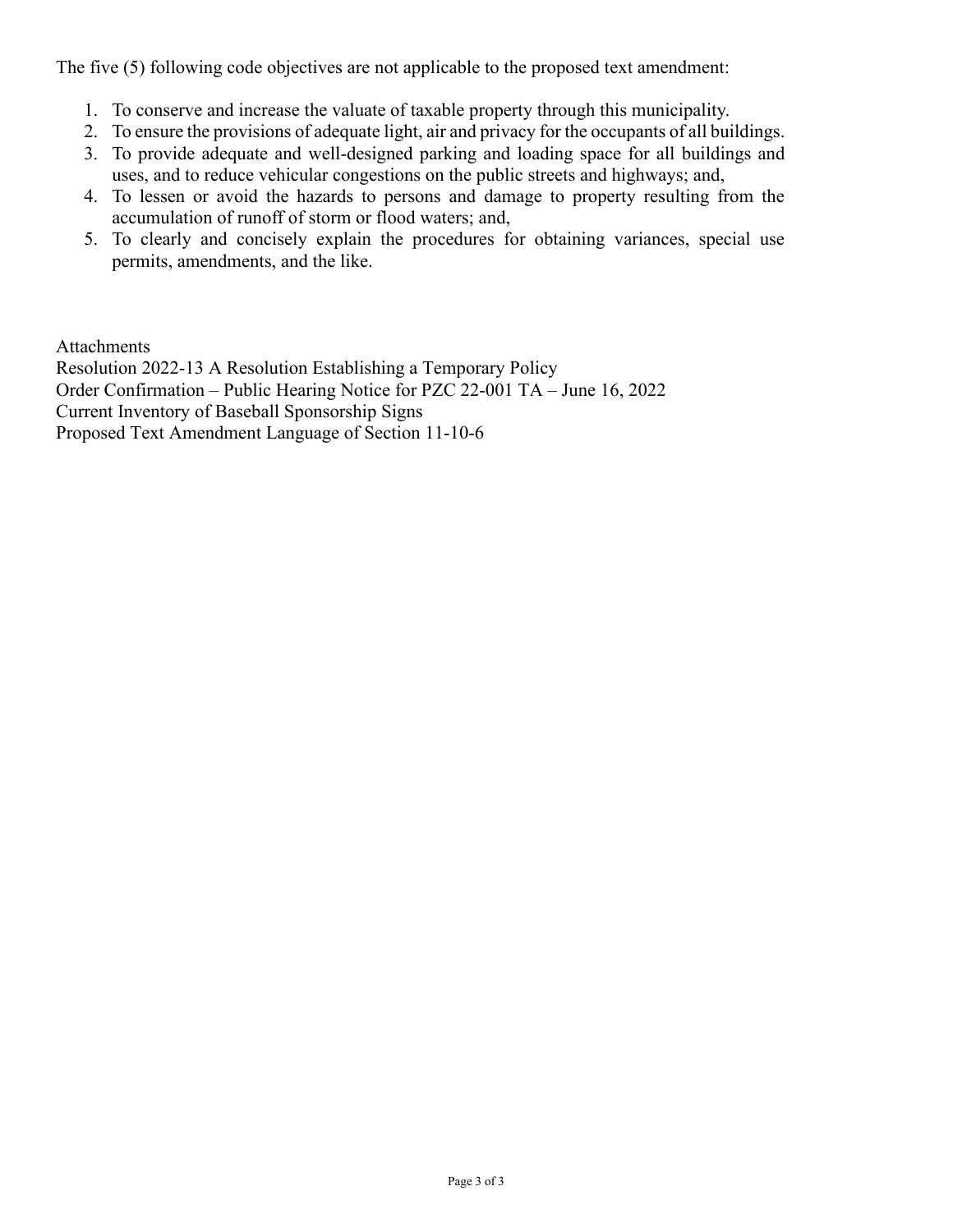The five (5) following code objectives are not applicable to the proposed text amendment:

1. To conserve and increase the valuate of taxable property through this municipality.
2. To ensure the provisions of adequate light, air and privacy for the occupants of all buildings.
3. To provide adequate and well-designed parking and loading space for all buildings and uses, and to reduce vehicular congestions on the public streets and highways; and,
4. To lessen or avoid the hazards to persons and damage to property resulting from the accumulation of runoff of storm or flood waters; and,
5. To clearly and concisely explain the procedures for obtaining variances, special use permits, amendments, and the like.

Attachments
Resolution 2022-13 A Resolution Establishing a Temporary Policy
Order Confirmation – Public Hearing Notice for PZC 22-001 TA – June 16, 2022
Current Inventory of Baseball Sponsorship Signs
Proposed Text Amendment Language of Section 11-10-6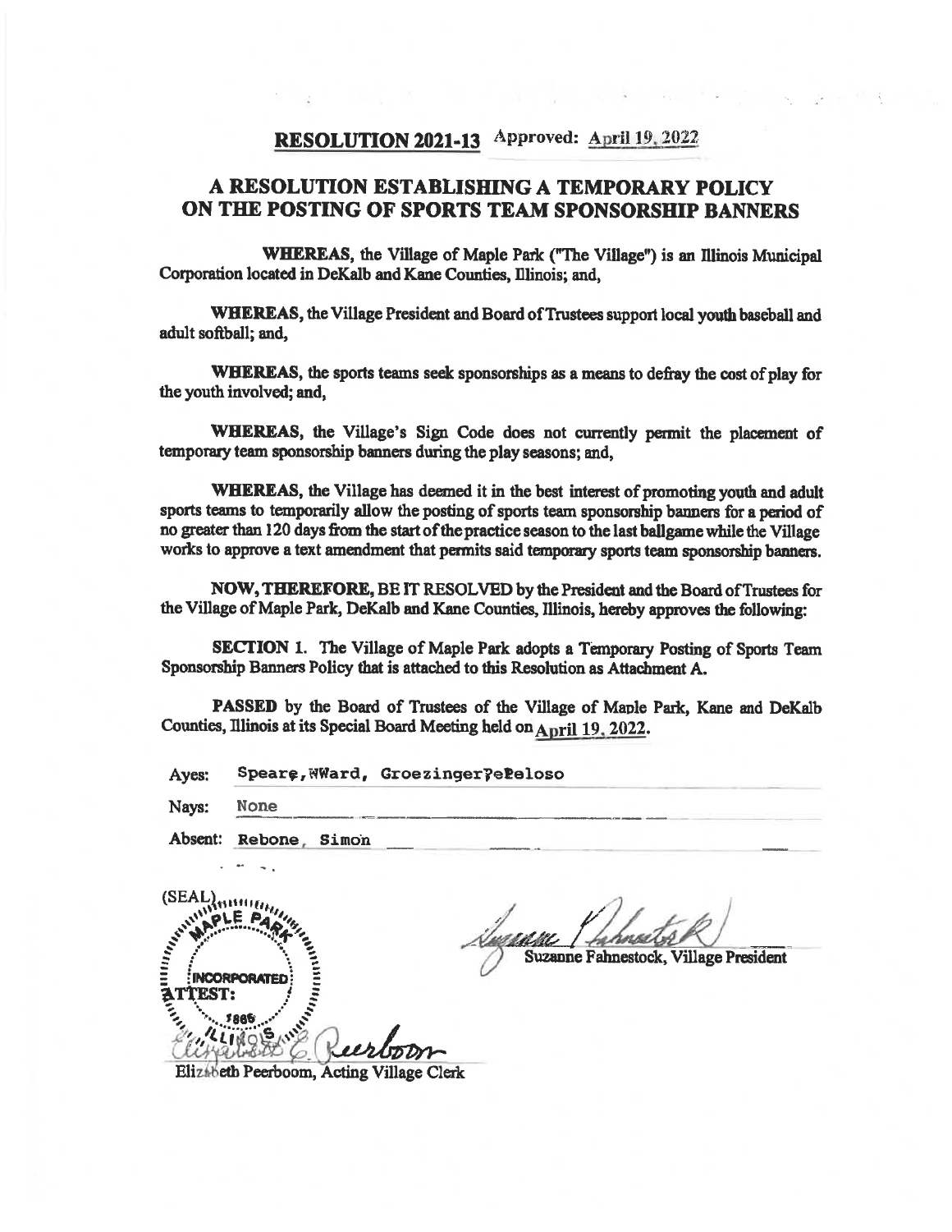## RESOLUTION 2021-13 Approved: April 19, 2022

# A RESOLUTION ESTABLISHING A TEMPORARY POLICY ON THE POSTING OF SPORTS TEAM SPONSORSHIP BANNERS

**WHEREAS,** the Village of Maple Park ("The Village") is an Illinois Municipal Corporation located in DeKalb and Kane Counties, Illinois; and,

**WHEREAS,** the Village President and Board of Trustees support local youth baseball and adult softball; and,

**WHEREAS,** the sports teams seek sponsorships as a means to defray the cost of play for the youth involved; and,

**WHEREAS,** the Village's Sign Code does not currently permit the placement of temporary team sponsorship banners during the play seasons; and,

**WHEREAS,** the Village has deemed it in the best interest of promoting youth and adult sports teams to temporarily allow the posting of sports team sponsorship banners for a period of no greater than 120 days from the start of the practice season to the last ballgame while the Village works to approve a text amendment that permits said temporary sports team sponsorship banners.

**NOW, THEREFORE,** BE IT RESOLVED by the President and the Board of Trustees for the Village of Maple Park, DeKalb and Kane Counties, Illinois, hereby approves the following:

**SECTION 1.** The Village of Maple Park adopts a Temporary Posting of Sports Team Sponsorship Banners Policy that is attached to this Resolution as Attachment A.

**PASSED** by the Board of Trustees of the Village of Maple Park, Kane and DeKalb Counties, Illinois at its Special Board Meeting held on April 19, 2022.

Ayes: Speare, Ward, Groezinger, Peloso

Nays: None

Absent: Rebone, Simon

(SEAL) MAPLE PARK INCORPORATED 1885 ILLINOIS

Suzanne Fahnestock, Village President

ATTEST:

Elizabeth Peerboom, Acting Village Clerk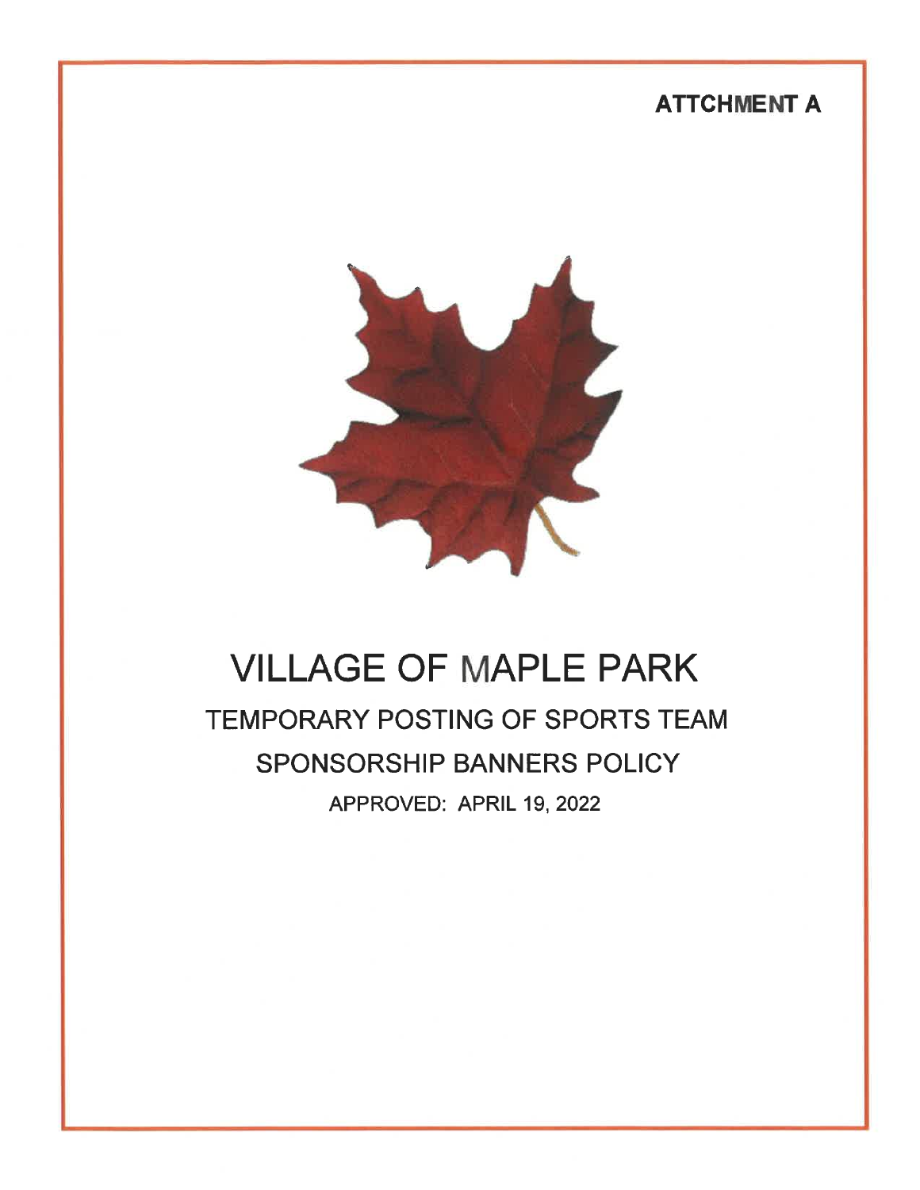**ATTCHMENT A**

# VILLAGE OF MAPLE PARK

## TEMPORARY POSTING OF SPORTS TEAM SPONSORSHIP BANNERS POLICY

APPROVED: APRIL 19, 2022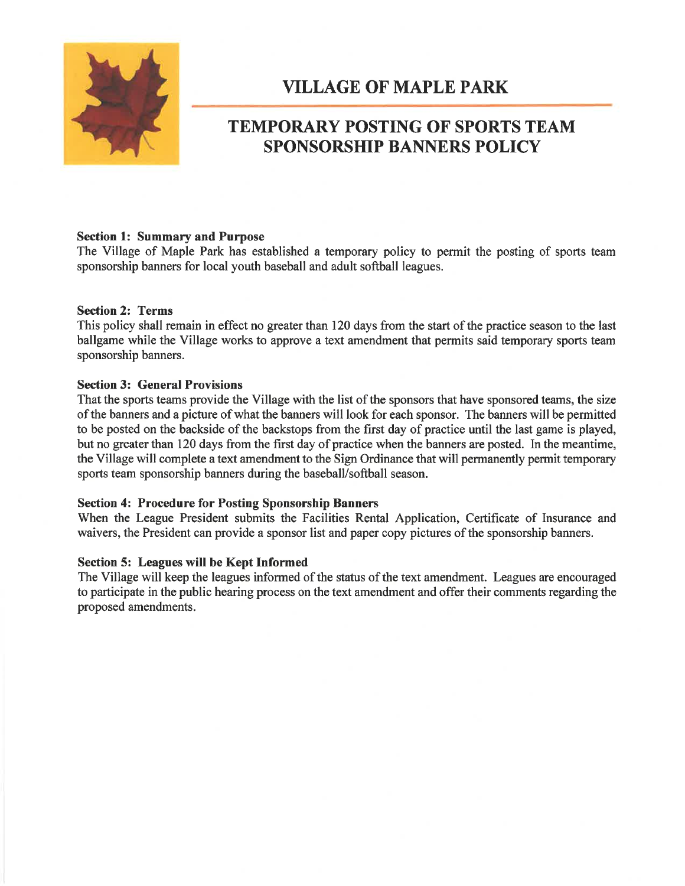# VILLAGE OF MAPLE PARK

## TEMPORARY POSTING OF SPORTS TEAM SPONSORSHIP BANNERS POLICY

**Section 1: Summary and Purpose**
The Village of Maple Park has established a temporary policy to permit the posting of sports team sponsorship banners for local youth baseball and adult softball leagues.

**Section 2: Terms**
This policy shall remain in effect no greater than 120 days from the start of the practice season to the last ballgame while the Village works to approve a text amendment that permits said temporary sports team sponsorship banners.

**Section 3: General Provisions**
That the sports teams provide the Village with the list of the sponsors that have sponsored teams, the size of the banners and a picture of what the banners will look for each sponsor. The banners will be permitted to be posted on the backside of the backstops from the first day of practice until the last game is played, but no greater than 120 days from the first day of practice when the banners are posted. In the meantime, the Village will complete a text amendment to the Sign Ordinance that will permanently permit temporary sports team sponsorship banners during the baseball/softball season.

**Section 4: Procedure for Posting Sponsorship Banners**
When the League President submits the Facilities Rental Application, Certificate of Insurance and waivers, the President can provide a sponsor list and paper copy pictures of the sponsorship banners.

**Section 5: Leagues will be Kept Informed**
The Village will keep the leagues informed of the status of the text amendment. Leagues are encouraged to participate in the public hearing process on the text amendment and offer their comments regarding the proposed amendments.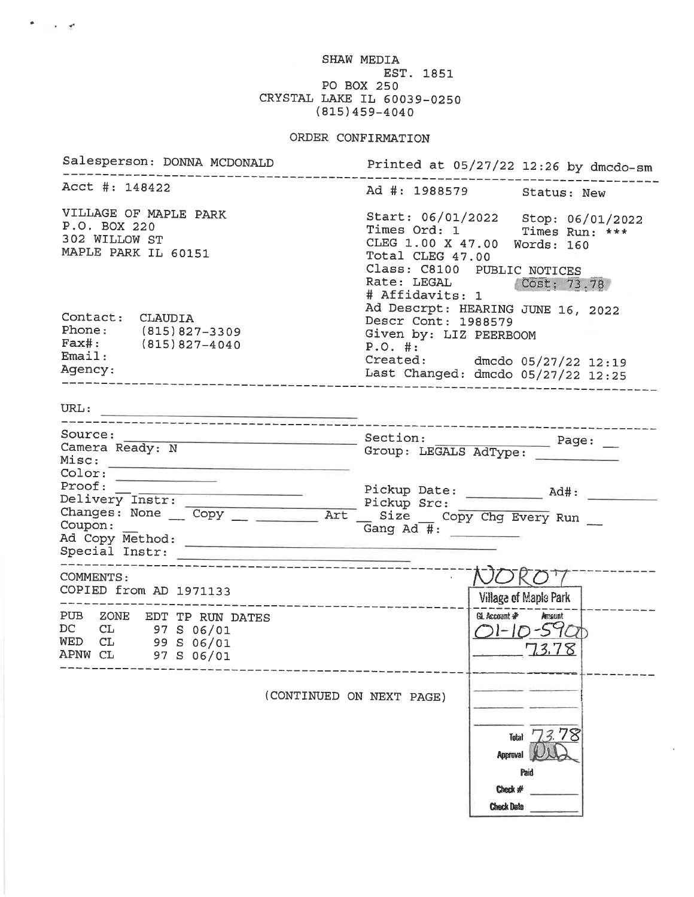SHAW MEDIA
EST. 1851
PO BOX 250
CRYSTAL LAKE IL 60039-0250
(815)459-4040

ORDER CONFIRMATION

Salesperson: DONNA MCDONALD — Printed at 05/27/22 12:26 by dmcdo-sm

---

| | |
|---|---|
| Acct #: 148422 | Ad #: 1988579 Status: New |
| VILLAGE OF MAPLE PARK<br>P.O. BOX 220<br>302 WILLOW ST<br>MAPLE PARK IL 60151 | Start: 06/01/2022 Stop: 06/01/2022<br>Times Ord: 1 Times Run: ***<br>CLEG 1.00 X 47.00 Words: 160<br>Total CLEG 47.00<br>Class: C8100 PUBLIC NOTICES<br>Rate: LEGAL Cost: 73.78<br># Affidavits: 1 |
| Contact: CLAUDIA<br>Phone: (815)827-3309<br>Fax#: (815)827-4040<br>Email:<br>Agency: | Ad Descrpt: HEARING JUNE 16, 2022<br>Descr Cont: 1988579<br>Given by: LIZ PEERBOOM<br>P.O. #:<br>Created: dmcdo 05/27/22 12:19<br>Last Changed: dmcdo 05/27/22 12:25 |

---

URL:

---

Source: — Section: — Page:
Camera Ready: N — Group: LEGALS AdType:
Misc:
Color:
Proof: — Pickup Date: — Ad#:
Delivery Instr: — Pickup Src:
Changes: None __ Copy __ Art __ Size __ Copy Chg Every Run __
Coupon: — Gang Ad #:
Ad Copy Method:
Special Instr:

---

COMMENTS:
COPIED from AD 1971133

| PUB | ZONE | EDT | TP | RUN DATES |
|---|---|---|---|---|
| DC | CL | 97 | S | 06/01 |
| WED | CL | 99 | S | 06/01 |
| APNW | CL | 97 | S | 06/01 |

(CONTINUED ON NEXT PAGE)

NOR07

**Village of Maple Park**

| GL Account # | Amount |
|---|---|
| 01-10-5900 | 73.78 |

Total 73.78
Approval
Paid
Check #
Check Date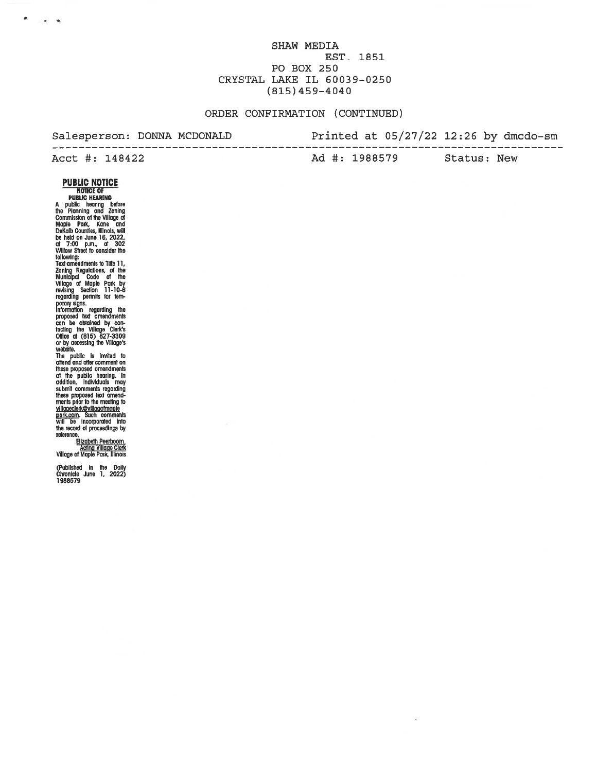SHAW MEDIA
EST. 1851
PO BOX 250
CRYSTAL LAKE IL 60039-0250
(815)459-4040

ORDER CONFIRMATION (CONTINUED)

Salesperson: DONNA MCDONALD    Printed at 05/27/22 12:26 by dmcdo-sm

Acct #: 148422    Ad #: 1988579    Status: New

## PUBLIC NOTICE

### NOTICE OF PUBLIC HEARING

A public hearing before the Planning and Zoning Commission of the Village of Maple Park, Kane and DeKalb Counties, Illinois, will be held on June 16, 2022, at 7:00 p.m., at 302 Willow Street to consider the following:

Text amendments to Title 11, Zoning Regulations, of the Municipal Code of the Village of Maple Park by revising Section 11-10-6 regarding permits for temporary signs.

Information regarding the proposed text amendments can be obtained by contacting the Village Clerk's Office at (815) 827-3309 or by accessing the Village's website.

The public is invited to attend and offer comment on these proposed amendments at the public hearing. In addition, individuals may submit comments regarding these proposed text amendments prior to the meeting to villageclerk@villageofmaplepark.com. Such comments will be incorporated into the record of proceedings by reference.

Elizabeth Peerboom,
Acting Village Clerk
Village of Maple Park, Illinois

(Published in the Daily Chronicle June 1, 2022)
1988579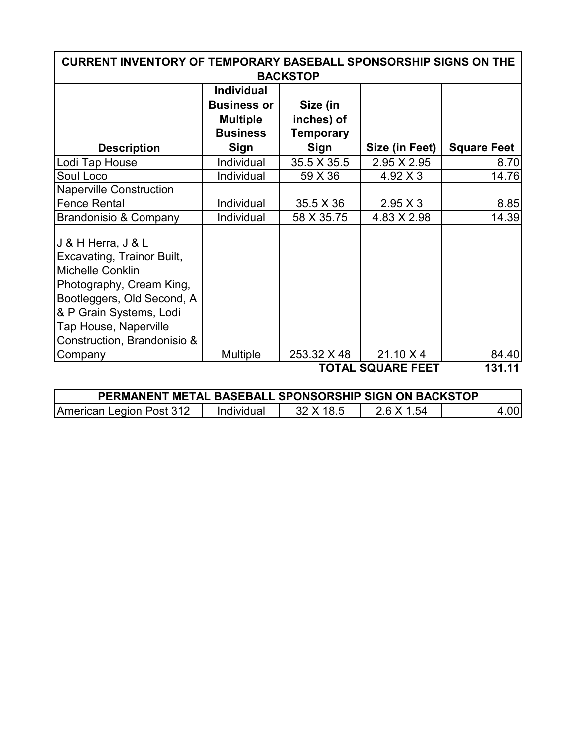| CURRENT INVENTORY OF TEMPORARY BASEBALL SPONSORSHIP SIGNS ON THE BACKSTOP | | | | |
|---|---|---|---|---|
| **Description** | **Individual Business or Multiple Business Sign** | **Size (in inches) of Temporary Sign** | **Size (in Feet)** | **Square Feet** |
| Lodi Tap House | Individual | 35.5 X 35.5 | 2.95 X 2.95 | 8.70 |
| Soul Loco | Individual | 59 X 36 | 4.92 X 3 | 14.76 |
| Naperville Construction Fence Rental | Individual | 35.5 X 36 | 2.95 X 3 | 8.85 |
| Brandonisio & Company | Individual | 58 X 35.75 | 4.83 X 2.98 | 14.39 |
| J & H Herra, J & L Excavating, Trainor Built, Michelle Conklin Photography, Cream King, Bootleggers, Old Second, A & P Grain Systems, Lodi Tap House, Naperville Construction, Brandonisio & Company | Multiple | 253.32 X 48 | 21.10 X 4 | 84.40 |
| | | | **TOTAL SQUARE FEET** | **131.11** |

| PERMANENT METAL BASEBALL SPONSORSHIP SIGN ON BACKSTOP | | | | |
|---|---|---|---|---|
| American Legion Post 312 | Individual | 32 X 18.5 | 2.6 X 1.54 | 4.00 |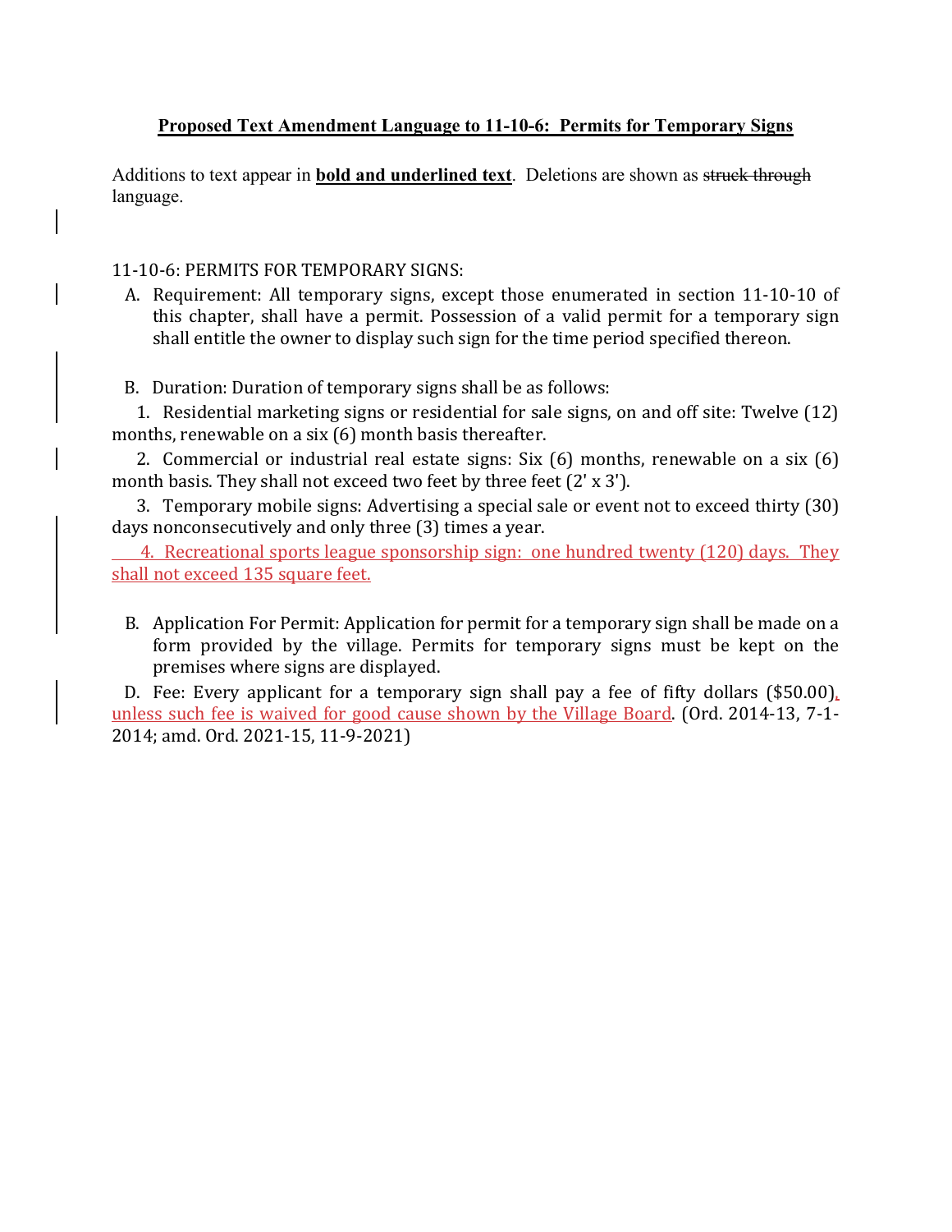**Proposed Text Amendment Language to 11-10-6: Permits for Temporary Signs**

Additions to text appear in **bold and underlined text**. Deletions are shown as ~~struck through~~ language.

11-10-6: PERMITS FOR TEMPORARY SIGNS:

A. Requirement: All temporary signs, except those enumerated in section 11-10-10 of this chapter, shall have a permit. Possession of a valid permit for a temporary sign shall entitle the owner to display such sign for the time period specified thereon.

B. Duration: Duration of temporary signs shall be as follows:

1. Residential marketing signs or residential for sale signs, on and off site: Twelve (12) months, renewable on a six (6) month basis thereafter.

2. Commercial or industrial real estate signs: Six (6) months, renewable on a six (6) month basis. They shall not exceed two feet by three feet (2' x 3').

3. Temporary mobile signs: Advertising a special sale or event not to exceed thirty (30) days nonconsecutively and only three (3) times a year.

<u>4. Recreational sports league sponsorship sign: one hundred twenty (120) days. They shall not exceed 135 square feet.</u>

B. Application For Permit: Application for permit for a temporary sign shall be made on a form provided by the village. Permits for temporary signs must be kept on the premises where signs are displayed.

D. Fee: Every applicant for a temporary sign shall pay a fee of fifty dollars ($50.00)<u>, unless such fee is waived for good cause shown by the Village Board</u>. (Ord. 2014-13, 7-1-2014; amd. Ord. 2021-15, 11-9-2021)